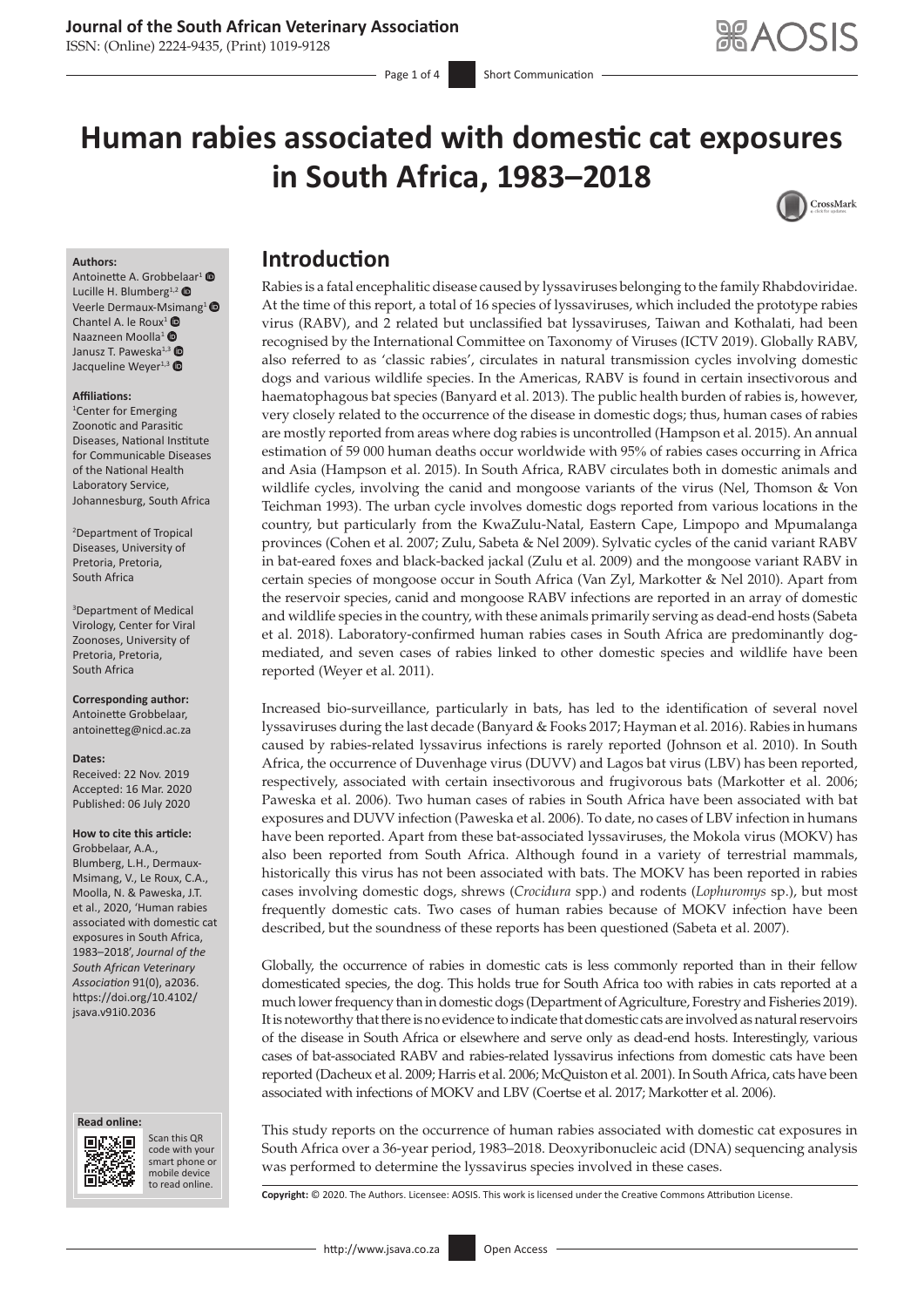# Human rabies associated with domestic cat exposures in South Africa, 1983–2018

**Authors:**
Antoinette A. Grobbelaar[1]
Lucille H. Blumberg[1,2]
Veerle Dermaux-Msimang[1]
Chantel A. le Roux[1]
Naazneen Moolla[1]
Janusz T. Paweska[1,3]
Jacqueline Weyer[1,3]

**Affiliations:**
[1]Center for Emerging Zoonotic and Parasitic Diseases, National Institute for Communicable Diseases of the National Health Laboratory Service, Johannesburg, South Africa

[2]Department of Tropical Diseases, University of Pretoria, Pretoria, South Africa

[3]Department of Medical Virology, Center for Viral Zoonoses, University of Pretoria, Pretoria, South Africa

**Corresponding author:**
Antoinette Grobbelaar,
antoinetteg@nicd.ac.za

**Dates:**
Received: 22 Nov. 2019
Accepted: 16 Mar. 2020
Published: 06 July 2020

**How to cite this article:**
Grobbelaar, A.A., Blumberg, L.H., Dermaux-Msimang, V., Le Roux, C.A., Moolla, N. & Paweska, J.T. et al., 2020, 'Human rabies associated with domestic cat exposures in South Africa, 1983–2018', *Journal of the South African Veterinary Association* 91(0), a2036. https://doi.org/10.4102/jsava.v91i0.2036

**Read online:**
Scan this QR code with your smart phone or mobile device to read online.

## Introduction

Rabies is a fatal encephalitic disease caused by lyssaviruses belonging to the family Rhabdoviridae. At the time of this report, a total of 16 species of lyssaviruses, which included the prototype rabies virus (RABV), and 2 related but unclassified bat lyssaviruses, Taiwan and Kothalati, had been recognised by the International Committee on Taxonomy of Viruses (ICTV 2019). Globally RABV, also referred to as 'classic rabies', circulates in natural transmission cycles involving domestic dogs and various wildlife species. In the Americas, RABV is found in certain insectivorous and haematophagous bat species (Banyard et al. 2013). The public health burden of rabies is, however, very closely related to the occurrence of the disease in domestic dogs; thus, human cases of rabies are mostly reported from areas where dog rabies is uncontrolled (Hampson et al. 2015). An annual estimation of 59 000 human deaths occur worldwide with 95% of rabies cases occurring in Africa and Asia (Hampson et al. 2015). In South Africa, RABV circulates both in domestic animals and wildlife cycles, involving the canid and mongoose variants of the virus (Nel, Thomson & Von Teichman 1993). The urban cycle involves domestic dogs reported from various locations in the country, but particularly from the KwaZulu-Natal, Eastern Cape, Limpopo and Mpumalanga provinces (Cohen et al. 2007; Zulu, Sabeta & Nel 2009). Sylvatic cycles of the canid variant RABV in bat-eared foxes and black-backed jackal (Zulu et al. 2009) and the mongoose variant RABV in certain species of mongoose occur in South Africa (Van Zyl, Markotter & Nel 2010). Apart from the reservoir species, canid and mongoose RABV infections are reported in an array of domestic and wildlife species in the country, with these animals primarily serving as dead-end hosts (Sabeta et al. 2018). Laboratory-confirmed human rabies cases in South Africa are predominantly dog-mediated, and seven cases of rabies linked to other domestic species and wildlife have been reported (Weyer et al. 2011).

Increased bio-surveillance, particularly in bats, has led to the identification of several novel lyssaviruses during the last decade (Banyard & Fooks 2017; Hayman et al. 2016). Rabies in humans caused by rabies-related lyssavirus infections is rarely reported (Johnson et al. 2010). In South Africa, the occurrence of Duvenhage virus (DUVV) and Lagos bat virus (LBV) has been reported, respectively, associated with certain insectivorous and frugivorous bats (Markotter et al. 2006; Paweska et al. 2006). Two human cases of rabies in South Africa have been associated with bat exposures and DUVV infection (Paweska et al. 2006). To date, no cases of LBV infection in humans have been reported. Apart from these bat-associated lyssaviruses, the Mokola virus (MOKV) has also been reported from South Africa. Although found in a variety of terrestrial mammals, historically this virus has not been associated with bats. The MOKV has been reported in rabies cases involving domestic dogs, shrews (*Crocidura* spp.) and rodents (*Lophuromys* sp.), but most frequently domestic cats. Two cases of human rabies because of MOKV infection have been described, but the soundness of these reports has been questioned (Sabeta et al. 2007).

Globally, the occurrence of rabies in domestic cats is less commonly reported than in their fellow domesticated species, the dog. This holds true for South Africa too with rabies in cats reported at a much lower frequency than in domestic dogs (Department of Agriculture, Forestry and Fisheries 2019). It is noteworthy that there is no evidence to indicate that domestic cats are involved as natural reservoirs of the disease in South Africa or elsewhere and serve only as dead-end hosts. Interestingly, various cases of bat-associated RABV and rabies-related lyssavirus infections from domestic cats have been reported (Dacheux et al. 2009; Harris et al. 2006; McQuiston et al. 2001). In South Africa, cats have been associated with infections of MOKV and LBV (Coertse et al. 2017; Markotter et al. 2006).

This study reports on the occurrence of human rabies associated with domestic cat exposures in South Africa over a 36-year period, 1983–2018. Deoxyribonucleic acid (DNA) sequencing analysis was performed to determine the lyssavirus species involved in these cases.

**Copyright:** © 2020. The Authors. Licensee: AOSIS. This work is licensed under the Creative Commons Attribution License.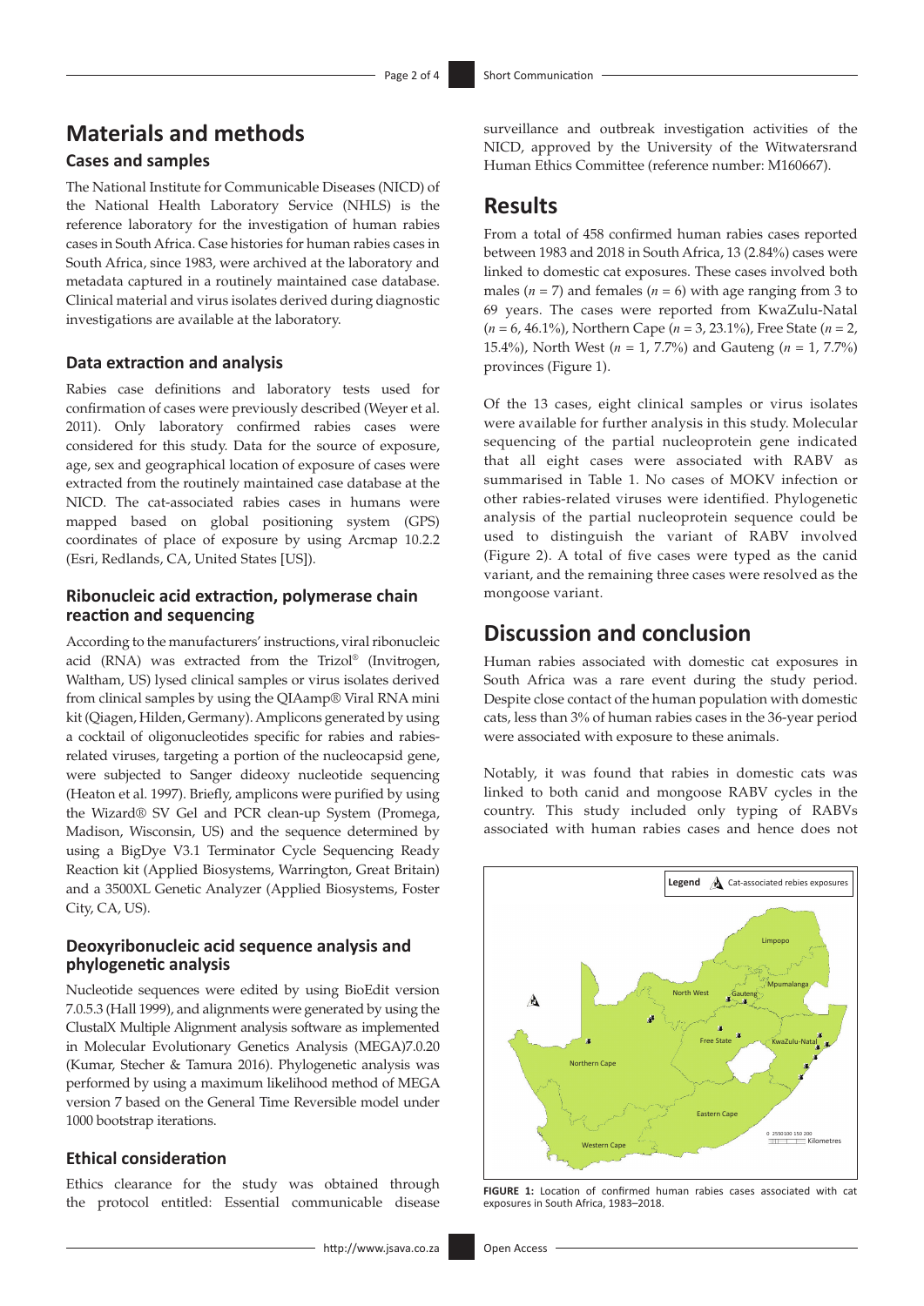## Materials and methods

### Cases and samples

The National Institute for Communicable Diseases (NICD) of the National Health Laboratory Service (NHLS) is the reference laboratory for the investigation of human rabies cases in South Africa. Case histories for human rabies cases in South Africa, since 1983, were archived at the laboratory and metadata captured in a routinely maintained case database. Clinical material and virus isolates derived during diagnostic investigations are available at the laboratory.

### Data extraction and analysis

Rabies case definitions and laboratory tests used for confirmation of cases were previously described (Weyer et al. 2011). Only laboratory confirmed rabies cases were considered for this study. Data for the source of exposure, age, sex and geographical location of exposure of cases were extracted from the routinely maintained case database at the NICD. The cat-associated rabies cases in humans were mapped based on global positioning system (GPS) coordinates of place of exposure by using Arcmap 10.2.2 (Esri, Redlands, CA, United States [US]).

### Ribonucleic acid extraction, polymerase chain reaction and sequencing

According to the manufacturers' instructions, viral ribonucleic acid (RNA) was extracted from the Trizol® (Invitrogen, Waltham, US) lysed clinical samples or virus isolates derived from clinical samples by using the QIAamp® Viral RNA mini kit (Qiagen, Hilden, Germany). Amplicons generated by using a cocktail of oligonucleotides specific for rabies and rabies-related viruses, targeting a portion of the nucleocapsid gene, were subjected to Sanger dideoxy nucleotide sequencing (Heaton et al. 1997). Briefly, amplicons were purified by using the Wizard® SV Gel and PCR clean-up System (Promega, Madison, Wisconsin, US) and the sequence determined by using a BigDye V3.1 Terminator Cycle Sequencing Ready Reaction kit (Applied Biosystems, Warrington, Great Britain) and a 3500XL Genetic Analyzer (Applied Biosystems, Foster City, CA, US).

### Deoxyribonucleic acid sequence analysis and phylogenetic analysis

Nucleotide sequences were edited by using BioEdit version 7.0.5.3 (Hall 1999), and alignments were generated by using the ClustalX Multiple Alignment analysis software as implemented in Molecular Evolutionary Genetics Analysis (MEGA)7.0.20 (Kumar, Stecher & Tamura 2016). Phylogenetic analysis was performed by using a maximum likelihood method of MEGA version 7 based on the General Time Reversible model under 1000 bootstrap iterations.

### Ethical consideration

Ethics clearance for the study was obtained through the protocol entitled: Essential communicable disease surveillance and outbreak investigation activities of the NICD, approved by the University of the Witwatersrand Human Ethics Committee (reference number: M160667).

## Results

From a total of 458 confirmed human rabies cases reported between 1983 and 2018 in South Africa, 13 (2.84%) cases were linked to domestic cat exposures. These cases involved both males ($n$ = 7) and females ($n$ = 6) with age ranging from 3 to 69 years. The cases were reported from KwaZulu-Natal ($n$ = 6, 46.1%), Northern Cape ($n$ = 3, 23.1%), Free State ($n$ = 2, 15.4%), North West ($n$ = 1, 7.7%) and Gauteng ($n$ = 1, 7.7%) provinces (Figure 1).

Of the 13 cases, eight clinical samples or virus isolates were available for further analysis in this study. Molecular sequencing of the partial nucleoprotein gene indicated that all eight cases were associated with RABV as summarised in Table 1. No cases of MOKV infection or other rabies-related viruses were identified. Phylogenetic analysis of the partial nucleoprotein sequence could be used to distinguish the variant of RABV involved (Figure 2). A total of five cases were typed as the canid variant, and the remaining three cases were resolved as the mongoose variant.

## Discussion and conclusion

Human rabies associated with domestic cat exposures in South Africa was a rare event during the study period. Despite close contact of the human population with domestic cats, less than 3% of human rabies cases in the 36-year period were associated with exposure to these animals.

Notably, it was found that rabies in domestic cats was linked to both canid and mongoose RABV cycles in the country. This study included only typing of RABVs associated with human rabies cases and hence does not

**FIGURE 1:** Location of confirmed human rabies cases associated with cat exposures in South Africa, 1983–2018.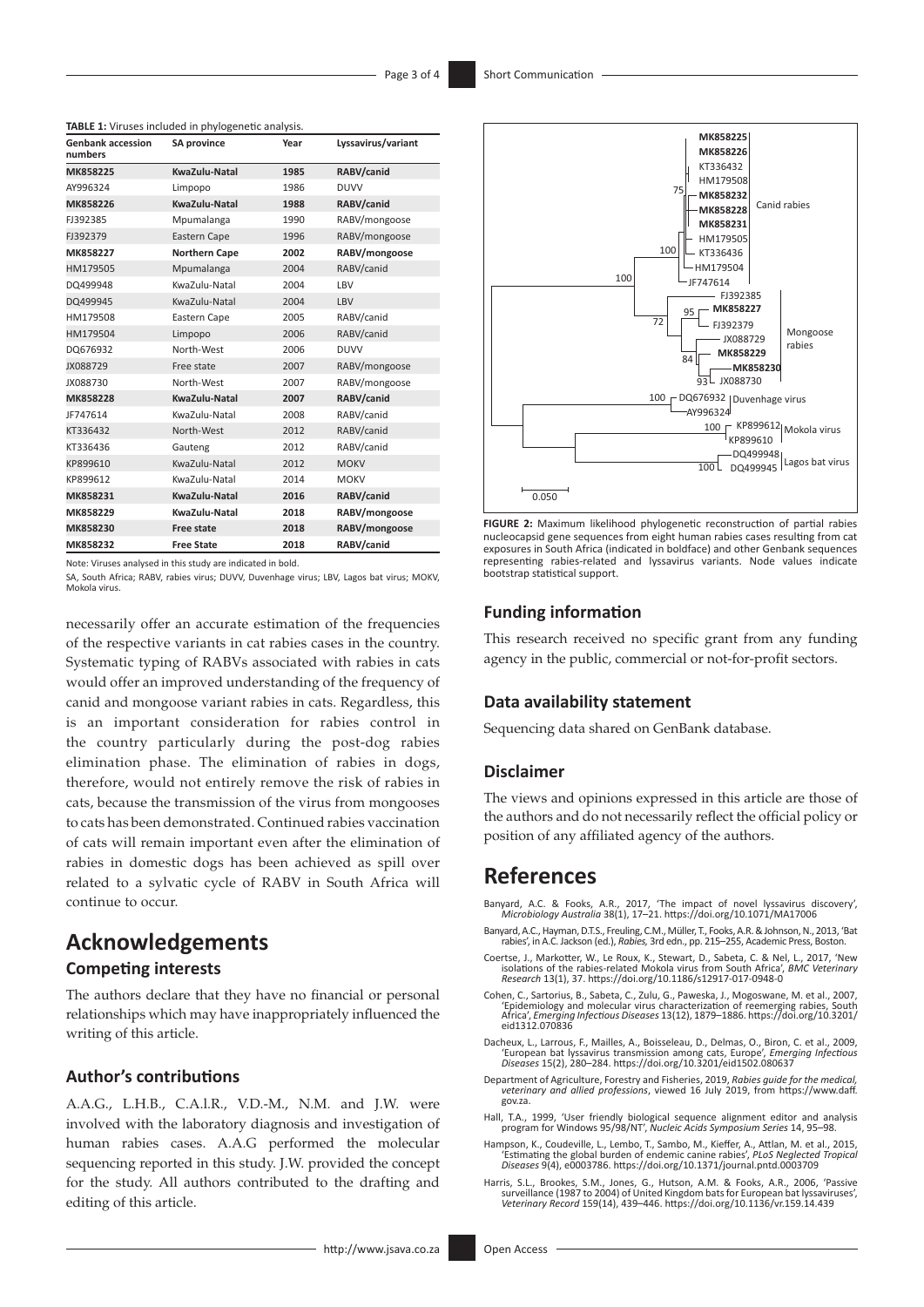**TABLE 1:** Viruses included in phylogenetic analysis.

| Genbank accession numbers | SA province | Year | Lyssavirus/variant |
|---|---|---|---|
| **MK858225** | **KwaZulu-Natal** | **1985** | **RABV/canid** |
| AY996324 | Limpopo | 1986 | DUVV |
| **MK858226** | **KwaZulu-Natal** | **1988** | **RABV/canid** |
| FJ392385 | Mpumalanga | 1990 | RABV/mongoose |
| FJ392379 | Eastern Cape | 1996 | RABV/mongoose |
| **MK858227** | **Northern Cape** | **2002** | **RABV/mongoose** |
| HM179505 | Mpumalanga | 2004 | RABV/canid |
| DQ499948 | KwaZulu-Natal | 2004 | LBV |
| DQ499945 | KwaZulu-Natal | 2004 | LBV |
| HM179508 | Eastern Cape | 2005 | RABV/canid |
| HM179504 | Limpopo | 2006 | RABV/canid |
| DQ676932 | North-West | 2006 | DUVV |
| JX088729 | Free state | 2007 | RABV/mongoose |
| JX088730 | North-West | 2007 | RABV/mongoose |
| **MK858228** | **KwaZulu-Natal** | **2007** | **RABV/canid** |
| JF747614 | KwaZulu-Natal | 2008 | RABV/canid |
| KT336432 | North-West | 2012 | RABV/canid |
| KT336436 | Gauteng | 2012 | RABV/canid |
| KP899610 | KwaZulu-Natal | 2012 | MOKV |
| KP899612 | KwaZulu-Natal | 2014 | MOKV |
| **MK858231** | **KwaZulu-Natal** | **2016** | **RABV/canid** |
| **MK858229** | **KwaZulu-Natal** | **2018** | **RABV/mongoose** |
| **MK858230** | **Free state** | **2018** | **RABV/mongoose** |
| **MK858232** | **Free State** | **2018** | **RABV/canid** |

Note: Viruses analysed in this study are indicated in bold.

SA, South Africa; RABV, rabies virus; DUVV, Duvenhage virus; LBV, Lagos bat virus; MOKV, Mokola virus.

necessarily offer an accurate estimation of the frequencies of the respective variants in cat rabies cases in the country. Systematic typing of RABVs associated with rabies in cats would offer an improved understanding of the frequency of canid and mongoose variant rabies in cats. Regardless, this is an important consideration for rabies control in the country particularly during the post-dog rabies elimination phase. The elimination of rabies in dogs, therefore, would not entirely remove the risk of rabies in cats, because the transmission of the virus from mongooses to cats has been demonstrated. Continued rabies vaccination of cats will remain important even after the elimination of rabies in domestic dogs has been achieved as spill over related to a sylvatic cycle of RABV in South Africa will continue to occur.

# Acknowledgements

## Competing interests

The authors declare that they have no financial or personal relationships which may have inappropriately influenced the writing of this article.

## Author's contributions

A.A.G., L.H.B., C.A.l.R., V.D.-M., N.M. and J.W. were involved with the laboratory diagnosis and investigation of human rabies cases. A.A.G performed the molecular sequencing reported in this study. J.W. provided the concept for the study. All authors contributed to the drafting and editing of this article.

**FIGURE 2:** Maximum likelihood phylogenetic reconstruction of partial rabies nucleocapsid gene sequences from eight human rabies cases resulting from cat exposures in South Africa (indicated in boldface) and other Genbank sequences representing rabies-related and lyssavirus variants. Node values indicate bootstrap statistical support.

## Funding information

This research received no specific grant from any funding agency in the public, commercial or not-for-profit sectors.

## Data availability statement

Sequencing data shared on GenBank database.

## Disclaimer

The views and opinions expressed in this article are those of the authors and do not necessarily reflect the official policy or position of any affiliated agency of the authors.

# References

Banyard, A.C. & Fooks, A.R., 2017, 'The impact of novel lyssavirus discovery', *Microbiology Australia* 38(1), 17–21. https://doi.org/10.1071/MA17006

Banyard, A.C., Hayman, D.T.S., Freuling, C.M., Müller, T., Fooks, A.R. & Johnson, N., 2013, 'Bat rabies', in A.C. Jackson (ed.), *Rabies,* 3rd edn., pp. 215–255, Academic Press, Boston.

Coertse, J., Markotter, W., Le Roux, K., Stewart, D., Sabeta, C. & Nel, L., 2017, 'New isolations of the rabies-related Mokola virus from South Africa', *BMC Veterinary Research* 13(1), 37. https://doi.org/10.1186/s12917-017-0948-0

Cohen, C., Sartorius, B., Sabeta, C., Zulu, G., Paweska, J., Mogoswane, M. et al., 2007, 'Epidemiology and molecular virus characterization of reemerging rabies, South Africa', *Emerging Infectious Diseases* 13(12), 1879–1886. https://doi.org/10.3201/eid1312.070836

Dacheux, L., Larrous, F., Mailles, A., Boisseleau, D., Delmas, O., Biron, C. et al., 2009, 'European bat lyssavirus transmission among cats, Europe', *Emerging Infectious Diseases* 15(2), 280–284. https://doi.org/10.3201/eid1502.080637

Department of Agriculture, Forestry and Fisheries, 2019, *Rabies guide for the medical, veterinary and allied professions*, viewed 16 July 2019, from https://www.daff.gov.za.

Hall, T.A., 1999, 'User friendly biological sequence alignment editor and analysis program for Windows 95/98/NT', *Nucleic Acids Symposium Series* 14, 95–98.

Hampson, K., Coudeville, L., Lembo, T., Sambo, M., Kieffer, A., Attlan, M. et al., 2015, 'Estimating the global burden of endemic canine rabies', *PLoS Neglected Tropical Diseases* 9(4), e0003786. https://doi.org/10.1371/journal.pntd.0003709

Harris, S.L., Brookes, S.M., Jones, G., Hutson, A.M. & Fooks, A.R., 2006, 'Passive surveillance (1987 to 2004) of United Kingdom bats for European bat lyssaviruses', *Veterinary Record* 159(14), 439–446. https://doi.org/10.1136/vr.159.14.439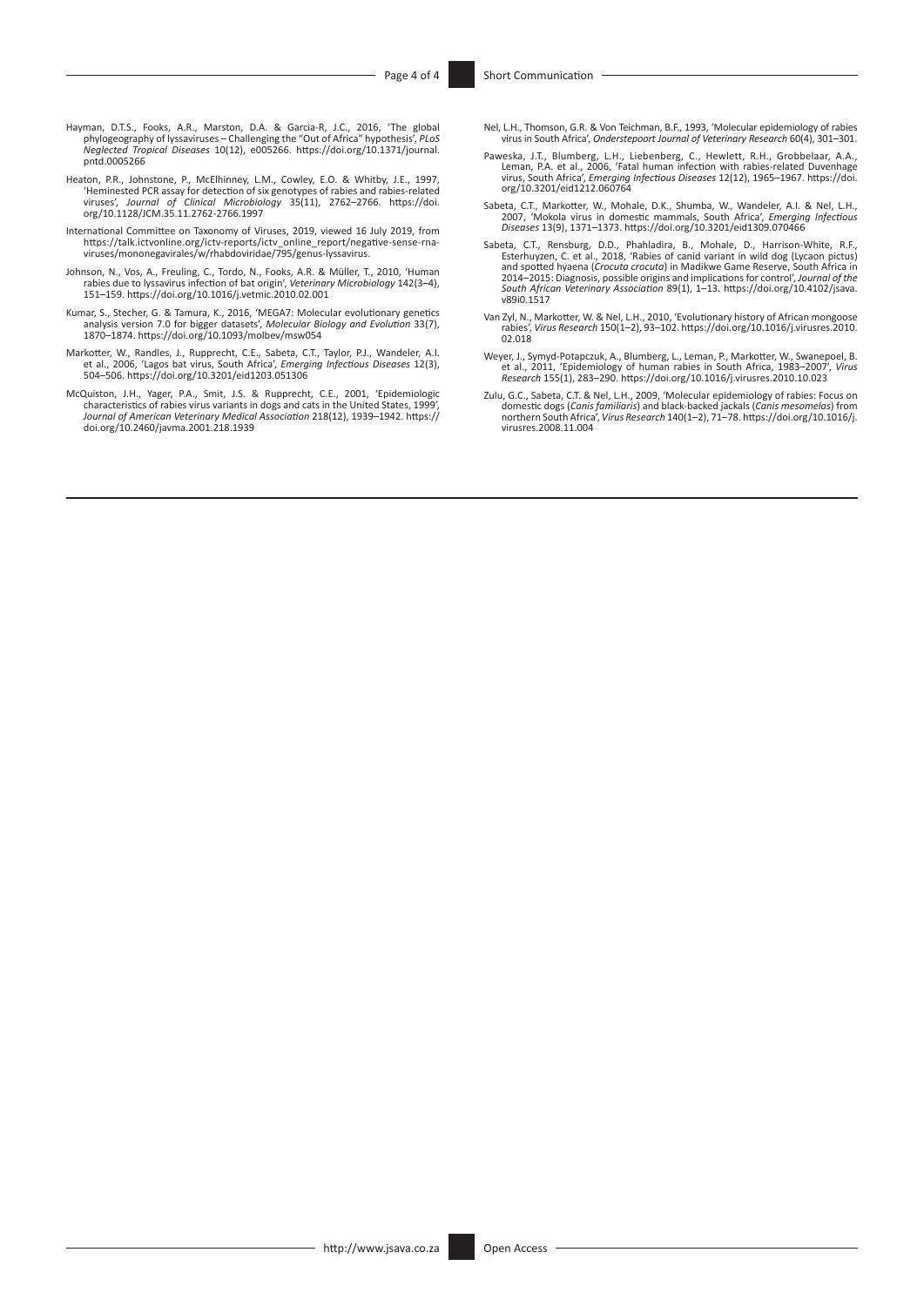Hayman, D.T.S., Fooks, A.R., Marston, D.A. & Garcia-R, J.C., 2016, 'The global phylogeography of lyssaviruses – Challenging the "Out of Africa" hypothesis', *PLoS Neglected Tropical Diseases* 10(12), e005266. https://doi.org/10.1371/journal.pntd.0005266

Heaton, P.R., Johnstone, P., McElhinney, L.M., Cowley, E.O. & Whitby, J.E., 1997, 'Heminested PCR assay for detection of six genotypes of rabies and rabies-related viruses', *Journal of Clinical Microbiology* 35(11), 2762–2766. https://doi.org/10.1128/JCM.35.11.2762-2766.1997

International Committee on Taxonomy of Viruses, 2019, viewed 16 July 2019, from https://talk.ictvonline.org/ictv-reports/ictv_online_report/negative-sense-rna-viruses/mononegavirales/w/rhabdoviridae/795/genus-lyssavirus.

Johnson, N., Vos, A., Freuling, C., Tordo, N., Fooks, A.R. & Müller, T., 2010, 'Human rabies due to lyssavirus infection of bat origin', *Veterinary Microbiology* 142(3–4), 151–159. https://doi.org/10.1016/j.vetmic.2010.02.001

Kumar, S., Stecher, G. & Tamura, K., 2016, 'MEGA7: Molecular evolutionary genetics analysis version 7.0 for bigger datasets', *Molecular Biology and Evolution* 33(7), 1870–1874. https://doi.org/10.1093/molbev/msw054

Markotter, W., Randles, J., Rupprecht, C.E., Sabeta, C.T., Taylor, P.J., Wandeler, A.I. et al., 2006, 'Lagos bat virus, South Africa', *Emerging Infectious Diseases* 12(3), 504–506. https://doi.org/10.3201/eid1203.051306

McQuiston, J.H., Yager, P.A., Smit, J.S. & Rupprecht, C.E., 2001, 'Epidemiologic characteristics of rabies virus variants in dogs and cats in the United States, 1999', *Journal of American Veterinary Medical Association* 218(12), 1939–1942. https://doi.org/10.2460/javma.2001.218.1939

Nel, L.H., Thomson, G.R. & Von Teichman, B.F., 1993, 'Molecular epidemiology of rabies virus in South Africa', *Onderstepoort Journal of Veterinary Research* 60(4), 301–301.

Paweska, J.T., Blumberg, L.H., Liebenberg, C., Hewlett, R.H., Grobbelaar, A.A., Leman, P.A. et al., 2006, 'Fatal human infection with rabies-related Duvenhage virus, South Africa', *Emerging Infectious Diseases* 12(12), 1965–1967. https://doi.org/10.3201/eid1212.060764

Sabeta, C.T., Markotter, W., Mohale, D.K., Shumba, W., Wandeler, A.I. & Nel, L.H., 2007, 'Mokola virus in domestic mammals, South Africa', *Emerging Infectious Diseases* 13(9), 1371–1373. https://doi.org/10.3201/eid1309.070466

Sabeta, C.T., Rensburg, D.D., Phahladira, B., Mohale, D., Harrison-White, R.F., Esterhuyzen, C. et al., 2018, 'Rabies of canid variant in wild dog (Lycaon pictus) and spotted hyaena (*Crocuta crocuta*) in Madikwe Game Reserve, South Africa in 2014–2015: Diagnosis, possible origins and implications for control', *Journal of the South African Veterinary Association* 89(1), 1–13. https://doi.org/10.4102/jsava.v89i0.1517

Van Zyl, N., Markotter, W. & Nel, L.H., 2010, 'Evolutionary history of African mongoose rabies', *Virus Research* 150(1–2), 93–102. https://doi.org/10.1016/j.virusres.2010.02.018

Weyer, J., Symyd-Potapczuk, A., Blumberg, L., Leman, P., Markotter, W., Swanepoel, B. et al., 2011, 'Epidemiology of human rabies in South Africa, 1983–2007', *Virus Research* 155(1), 283–290. https://doi.org/10.1016/j.virusres.2010.10.023

Zulu, G.C., Sabeta, C.T. & Nel, L.H., 2009, 'Molecular epidemiology of rabies: Focus on domestic dogs (*Canis familiaris*) and black-backed jackals (*Canis mesomelas*) from northern South Africa', *Virus Research* 140(1–2), 71–78. https://doi.org/10.1016/j.virusres.2008.11.004